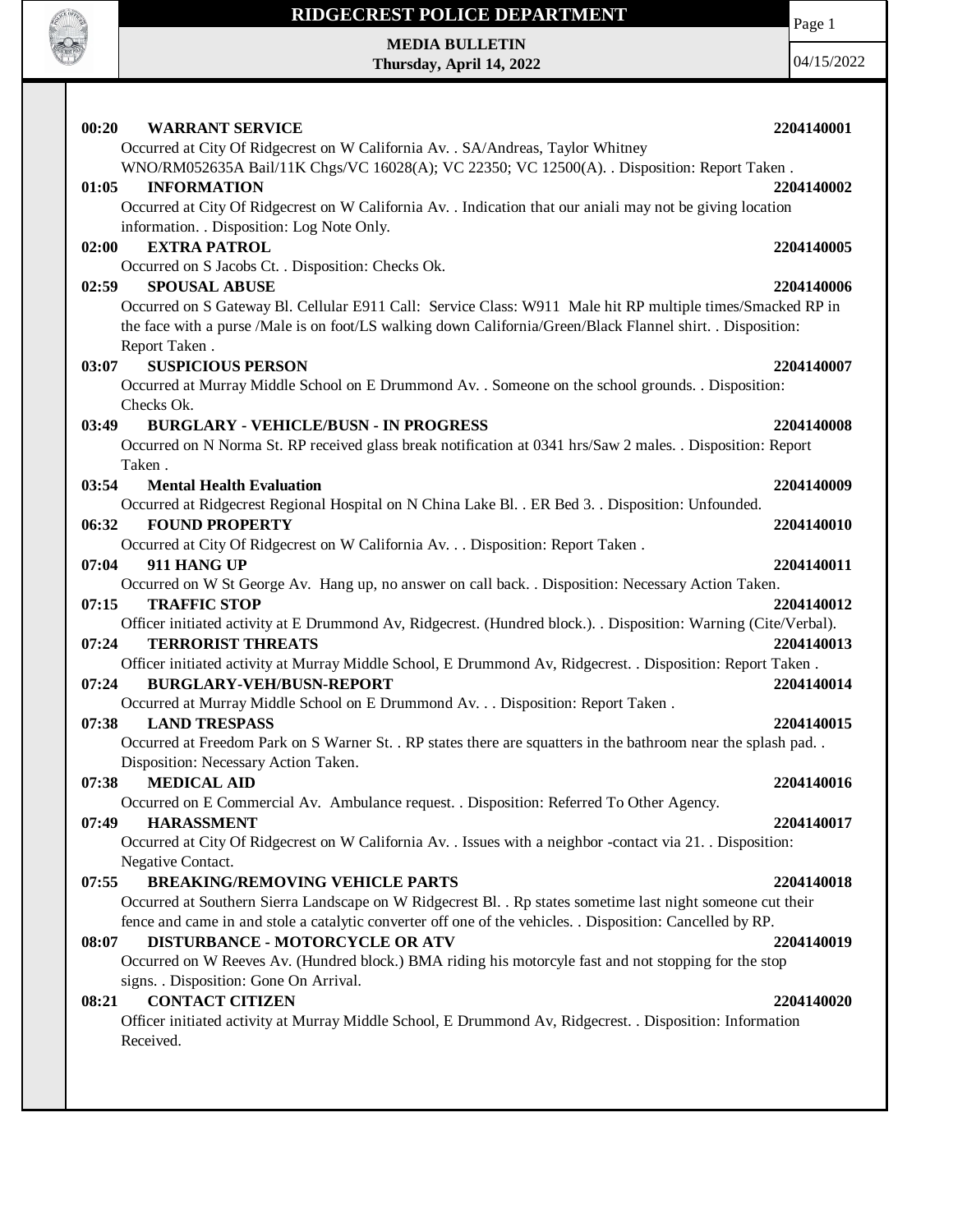# RIDGECREST POLICE DEPARTMENT

**MEDIA BULLETIN**
**Thursday, April 14, 2022**

04/15/2022

**00:20 WARRANT SERVICE** **2204140001**
Occurred at City Of Ridgecrest on W California Av. . SA/Andreas, Taylor Whitney WNO/RM052635A Bail/11K Chgs/VC 16028(A); VC 22350; VC 12500(A). . Disposition: Report Taken .

**01:05 INFORMATION** **2204140002**
Occurred at City Of Ridgecrest on W California Av. . Indication that our aniali may not be giving location information. . Disposition: Log Note Only.

**02:00 EXTRA PATROL** **2204140005**
Occurred on S Jacobs Ct. . Disposition: Checks Ok.

**02:59 SPOUSAL ABUSE** **2204140006**
Occurred on S Gateway Bl. Cellular E911 Call: Service Class: W911 Male hit RP multiple times/Smacked RP in the face with a purse /Male is on foot/LS walking down California/Green/Black Flannel shirt. . Disposition: Report Taken .

**03:07 SUSPICIOUS PERSON** **2204140007**
Occurred at Murray Middle School on E Drummond Av. . Someone on the school grounds. . Disposition: Checks Ok.

**03:49 BURGLARY - VEHICLE/BUSN - IN PROGRESS** **2204140008**
Occurred on N Norma St. RP received glass break notification at 0341 hrs/Saw 2 males. . Disposition: Report Taken .

**03:54 Mental Health Evaluation** **2204140009**
Occurred at Ridgecrest Regional Hospital on N China Lake Bl. . ER Bed 3. . Disposition: Unfounded.

**06:32 FOUND PROPERTY** **2204140010**
Occurred at City Of Ridgecrest on W California Av. . . Disposition: Report Taken .

**07:04 911 HANG UP** **2204140011**
Occurred on W St George Av. Hang up, no answer on call back. . Disposition: Necessary Action Taken.

**07:15 TRAFFIC STOP** **2204140012**
Officer initiated activity at E Drummond Av, Ridgecrest. (Hundred block.). . Disposition: Warning (Cite/Verbal).

**07:24 TERRORIST THREATS** **2204140013**
Officer initiated activity at Murray Middle School, E Drummond Av, Ridgecrest. . Disposition: Report Taken .

**07:24 BURGLARY-VEH/BUSN-REPORT** **2204140014**
Occurred at Murray Middle School on E Drummond Av. . . Disposition: Report Taken .

**07:38 LAND TRESPASS** **2204140015**
Occurred at Freedom Park on S Warner St. . RP states there are squatters in the bathroom near the splash pad. . Disposition: Necessary Action Taken.

**07:38 MEDICAL AID** **2204140016**
Occurred on E Commercial Av. Ambulance request. . Disposition: Referred To Other Agency.

**07:49 HARASSMENT** **2204140017**
Occurred at City Of Ridgecrest on W California Av. . Issues with a neighbor -contact via 21. . Disposition: Negative Contact.

**07:55 BREAKING/REMOVING VEHICLE PARTS** **2204140018**
Occurred at Southern Sierra Landscape on W Ridgecrest Bl. . Rp states sometime last night someone cut their fence and came in and stole a catalytic converter off one of the vehicles. . Disposition: Cancelled by RP.

**08:07 DISTURBANCE - MOTORCYCLE OR ATV** **2204140019**
Occurred on W Reeves Av. (Hundred block.) BMA riding his motorcyle fast and not stopping for the stop signs. . Disposition: Gone On Arrival.

**08:21 CONTACT CITIZEN** **2204140020**
Officer initiated activity at Murray Middle School, E Drummond Av, Ridgecrest. . Disposition: Information Received.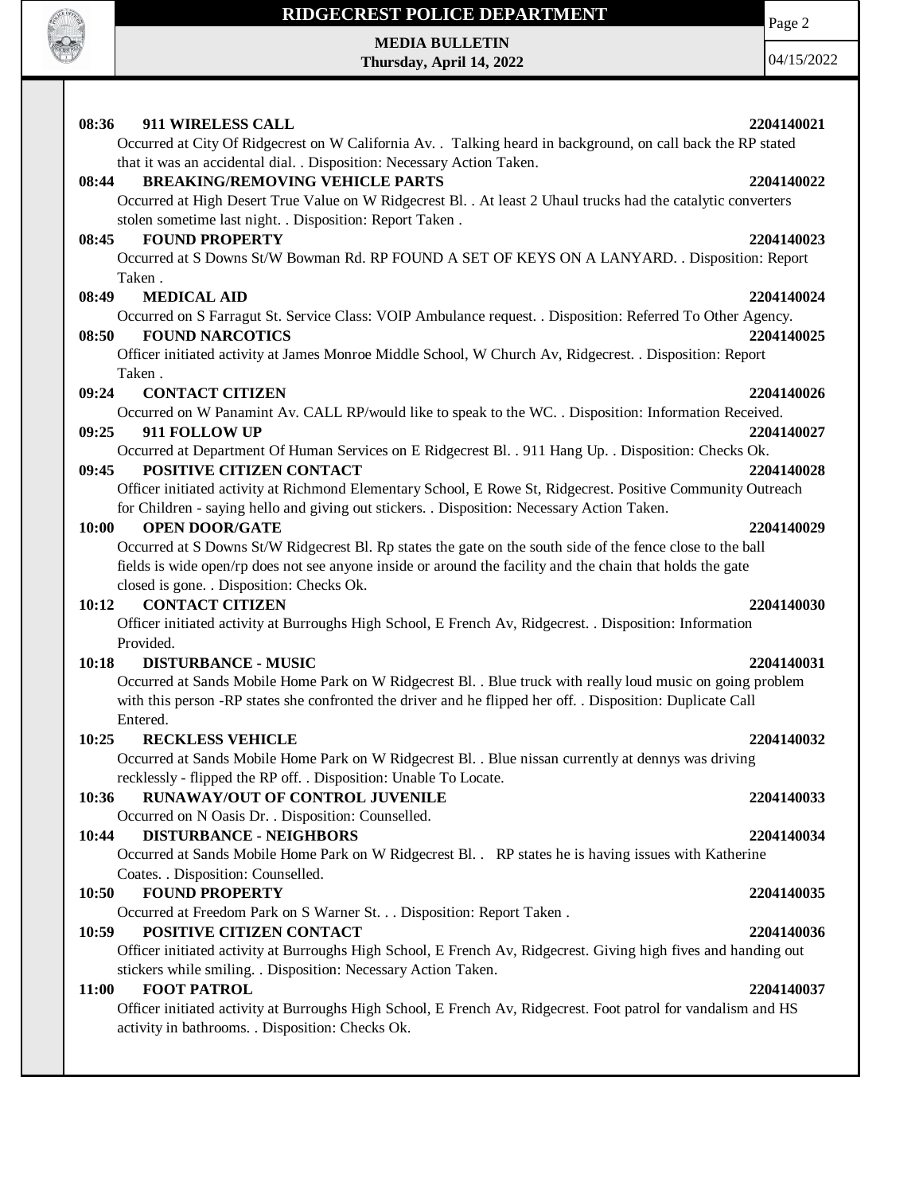**08:36 911 WIRELESS CALL 2204140021**

Occurred at City Of Ridgecrest on W California Av. . Talking heard in background, on call back the RP stated that it was an accidental dial. . Disposition: Necessary Action Taken.

**08:44 BREAKING/REMOVING VEHICLE PARTS 2204140022**

Occurred at High Desert True Value on W Ridgecrest Bl. . At least 2 Uhaul trucks had the catalytic converters stolen sometime last night. . Disposition: Report Taken .

**08:45 FOUND PROPERTY 2204140023**

Occurred at S Downs St/W Bowman Rd. RP FOUND A SET OF KEYS ON A LANYARD. . Disposition: Report Taken .

**08:49 MEDICAL AID 2204140024**

Occurred on S Farragut St. Service Class: VOIP Ambulance request. . Disposition: Referred To Other Agency.

**08:50 FOUND NARCOTICS 2204140025**

Officer initiated activity at James Monroe Middle School, W Church Av, Ridgecrest. . Disposition: Report Taken .

**09:24 CONTACT CITIZEN 2204140026**

Occurred on W Panamint Av. CALL RP/would like to speak to the WC. . Disposition: Information Received.

**09:25 911 FOLLOW UP 2204140027**

Occurred at Department Of Human Services on E Ridgecrest Bl. . 911 Hang Up. . Disposition: Checks Ok.

**09:45 POSITIVE CITIZEN CONTACT 2204140028**

Officer initiated activity at Richmond Elementary School, E Rowe St, Ridgecrest. Positive Community Outreach for Children - saying hello and giving out stickers. . Disposition: Necessary Action Taken.

**10:00 OPEN DOOR/GATE 2204140029**

Occurred at S Downs St/W Ridgecrest Bl. Rp states the gate on the south side of the fence close to the ball fields is wide open/rp does not see anyone inside or around the facility and the chain that holds the gate closed is gone. . Disposition: Checks Ok.

**10:12 CONTACT CITIZEN 2204140030**

Officer initiated activity at Burroughs High School, E French Av, Ridgecrest. . Disposition: Information Provided.

**10:18 DISTURBANCE - MUSIC 2204140031**

Occurred at Sands Mobile Home Park on W Ridgecrest Bl. . Blue truck with really loud music on going problem with this person -RP states she confronted the driver and he flipped her off. . Disposition: Duplicate Call Entered.

**10:25 RECKLESS VEHICLE 2204140032**

Occurred at Sands Mobile Home Park on W Ridgecrest Bl. . Blue nissan currently at dennys was driving recklessly - flipped the RP off. . Disposition: Unable To Locate.

**10:36 RUNAWAY/OUT OF CONTROL JUVENILE 2204140033**

Occurred on N Oasis Dr. . Disposition: Counselled.

**10:44 DISTURBANCE - NEIGHBORS 2204140034**

Occurred at Sands Mobile Home Park on W Ridgecrest Bl. . RP states he is having issues with Katherine Coates. . Disposition: Counselled.

**10:50 FOUND PROPERTY 2204140035**

Occurred at Freedom Park on S Warner St. . . Disposition: Report Taken .

**10:59 POSITIVE CITIZEN CONTACT 2204140036**

Officer initiated activity at Burroughs High School, E French Av, Ridgecrest. Giving high fives and handing out stickers while smiling. . Disposition: Necessary Action Taken.

**11:00 FOOT PATROL 2204140037**

Officer initiated activity at Burroughs High School, E French Av, Ridgecrest. Foot patrol for vandalism and HS activity in bathrooms. . Disposition: Checks Ok.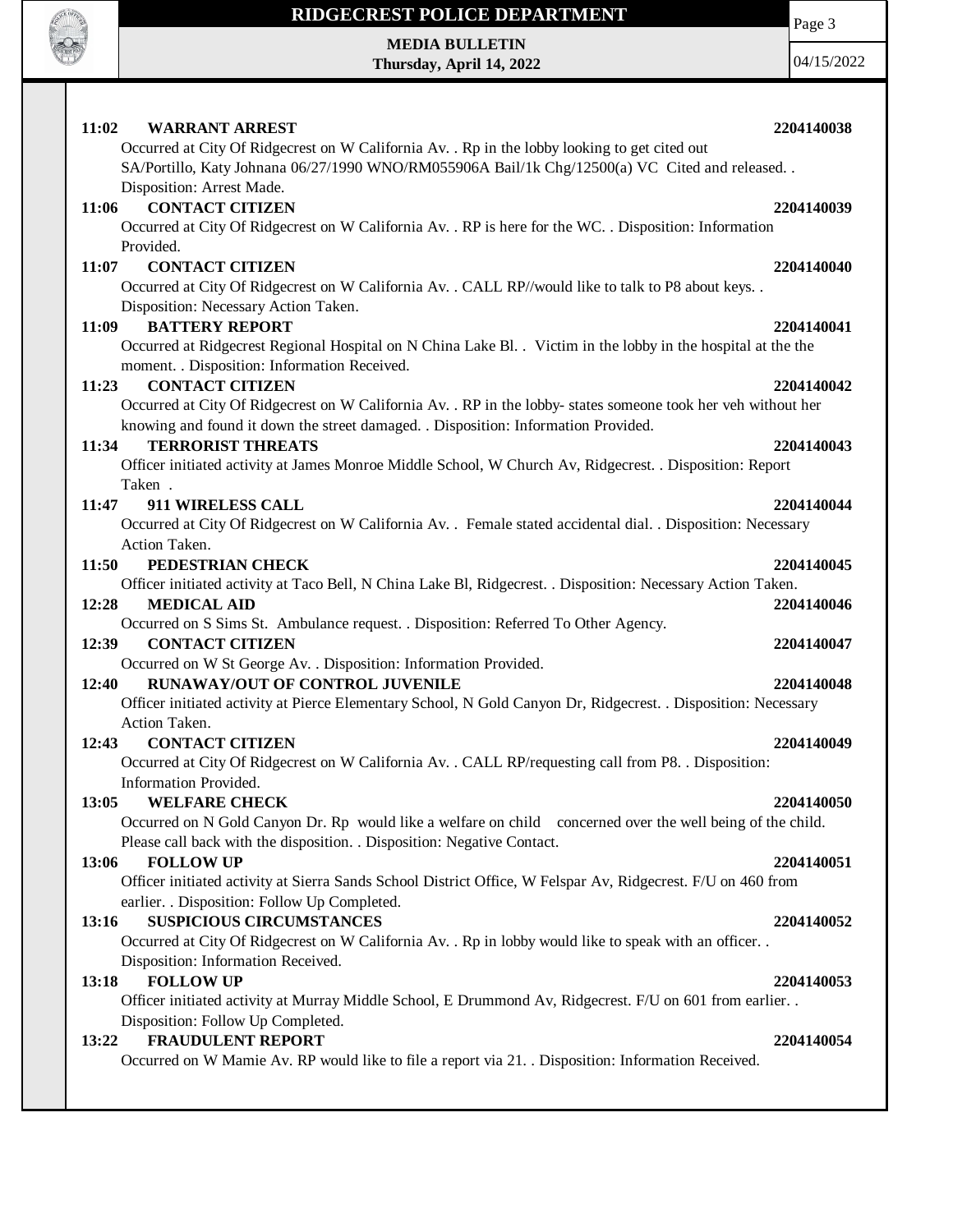**11:02 WARRANT ARREST** 2204140038

Occurred at City Of Ridgecrest on W California Av. . Rp in the lobby looking to get cited out SA/Portillo, Katy Johnana 06/27/1990 WNO/RM055906A Bail/1k Chg/12500(a) VC Cited and released. . Disposition: Arrest Made.

**11:06 CONTACT CITIZEN** 2204140039

Occurred at City Of Ridgecrest on W California Av. . RP is here for the WC. . Disposition: Information Provided.

**11:07 CONTACT CITIZEN** 2204140040

Occurred at City Of Ridgecrest on W California Av. . CALL RP//would like to talk to P8 about keys. . Disposition: Necessary Action Taken.

**11:09 BATTERY REPORT** 2204140041

Occurred at Ridgecrest Regional Hospital on N China Lake Bl. . Victim in the lobby in the hospital at the the moment. . Disposition: Information Received.

**11:23 CONTACT CITIZEN** 2204140042

Occurred at City Of Ridgecrest on W California Av. . RP in the lobby- states someone took her veh without her knowing and found it down the street damaged. . Disposition: Information Provided.

**11:34 TERRORIST THREATS** 2204140043

Officer initiated activity at James Monroe Middle School, W Church Av, Ridgecrest. . Disposition: Report Taken .

**11:47 911 WIRELESS CALL** 2204140044

Occurred at City Of Ridgecrest on W California Av. . Female stated accidental dial. . Disposition: Necessary Action Taken.

**11:50 PEDESTRIAN CHECK** 2204140045

Officer initiated activity at Taco Bell, N China Lake Bl, Ridgecrest. . Disposition: Necessary Action Taken.

**12:28 MEDICAL AID** 2204140046

Occurred on S Sims St. Ambulance request. . Disposition: Referred To Other Agency.

**12:39 CONTACT CITIZEN** 2204140047

Occurred on W St George Av. . Disposition: Information Provided.

**12:40 RUNAWAY/OUT OF CONTROL JUVENILE** 2204140048

Officer initiated activity at Pierce Elementary School, N Gold Canyon Dr, Ridgecrest. . Disposition: Necessary Action Taken.

**12:43 CONTACT CITIZEN** 2204140049

Occurred at City Of Ridgecrest on W California Av. . CALL RP/requesting call from P8. . Disposition: Information Provided.

**13:05 WELFARE CHECK** 2204140050

Occurred on N Gold Canyon Dr. Rp would like a welfare on child concerned over the well being of the child. Please call back with the disposition. . Disposition: Negative Contact.

**13:06 FOLLOW UP** 2204140051

Officer initiated activity at Sierra Sands School District Office, W Felspar Av, Ridgecrest. F/U on 460 from earlier. . Disposition: Follow Up Completed.

**13:16 SUSPICIOUS CIRCUMSTANCES** 2204140052

Occurred at City Of Ridgecrest on W California Av. . Rp in lobby would like to speak with an officer. . Disposition: Information Received.

**13:18 FOLLOW UP** 2204140053

Officer initiated activity at Murray Middle School, E Drummond Av, Ridgecrest. F/U on 601 from earlier. . Disposition: Follow Up Completed.

**13:22 FRAUDULENT REPORT** 2204140054

Occurred on W Mamie Av. RP would like to file a report via 21. . Disposition: Information Received.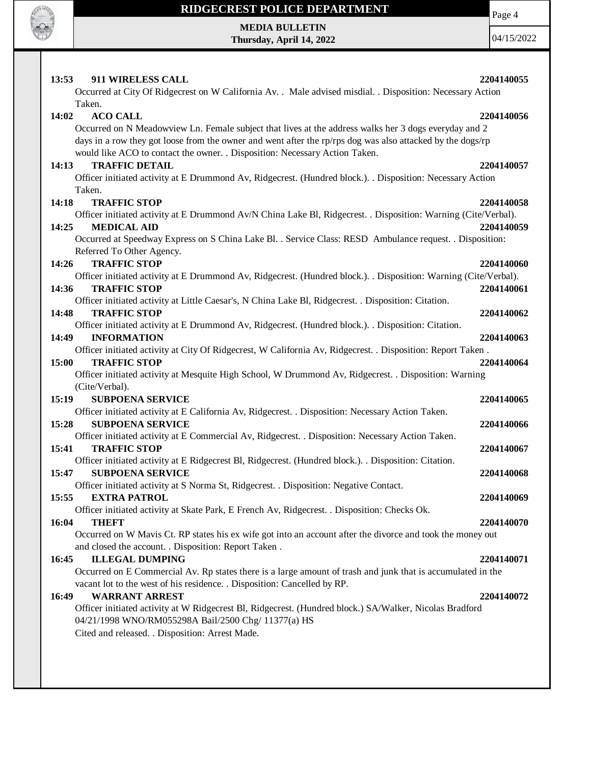**13:53 911 WIRELESS CALL** **2204140055**

Occurred at City Of Ridgecrest on W California Av. . Male advised misdial. . Disposition: Necessary Action Taken.

**14:02 ACO CALL** **2204140056**

Occurred on N Meadowview Ln. Female subject that lives at the address walks her 3 dogs everyday and 2 days in a row they got loose from the owner and went after the rp/rps dog was also attacked by the dogs/rp would like ACO to contact the owner. . Disposition: Necessary Action Taken.

**14:13 TRAFFIC DETAIL** **2204140057**

Officer initiated activity at E Drummond Av, Ridgecrest. (Hundred block.). . Disposition: Necessary Action Taken.

**14:18 TRAFFIC STOP** **2204140058**

Officer initiated activity at E Drummond Av/N China Lake Bl, Ridgecrest. . Disposition: Warning (Cite/Verbal).

**14:25 MEDICAL AID** **2204140059**

Occurred at Speedway Express on S China Lake Bl. . Service Class: RESD Ambulance request. . Disposition: Referred To Other Agency.

**14:26 TRAFFIC STOP** **2204140060**

Officer initiated activity at E Drummond Av, Ridgecrest. (Hundred block.). . Disposition: Warning (Cite/Verbal).

**14:36 TRAFFIC STOP** **2204140061**

Officer initiated activity at Little Caesar's, N China Lake Bl, Ridgecrest. . Disposition: Citation.

**14:48 TRAFFIC STOP** **2204140062**

Officer initiated activity at E Drummond Av, Ridgecrest. (Hundred block.). . Disposition: Citation.

**14:49 INFORMATION** **2204140063**

Officer initiated activity at City Of Ridgecrest, W California Av, Ridgecrest. . Disposition: Report Taken .

**15:00 TRAFFIC STOP** **2204140064**

Officer initiated activity at Mesquite High School, W Drummond Av, Ridgecrest. . Disposition: Warning (Cite/Verbal).

**15:19 SUBPOENA SERVICE** **2204140065**

Officer initiated activity at E California Av, Ridgecrest. . Disposition: Necessary Action Taken.

**15:28 SUBPOENA SERVICE** **2204140066**

Officer initiated activity at E Commercial Av, Ridgecrest. . Disposition: Necessary Action Taken.

**15:41 TRAFFIC STOP** **2204140067**

Officer initiated activity at E Ridgecrest Bl, Ridgecrest. (Hundred block.). . Disposition: Citation.

**15:47 SUBPOENA SERVICE** **2204140068**

Officer initiated activity at S Norma St, Ridgecrest. . Disposition: Negative Contact.

**15:55 EXTRA PATROL** **2204140069**

Officer initiated activity at Skate Park, E French Av, Ridgecrest. . Disposition: Checks Ok.

**16:04 THEFT** **2204140070**

Occurred on W Mavis Ct. RP states his ex wife got into an account after the divorce and took the money out and closed the account. . Disposition: Report Taken .

**16:45 ILLEGAL DUMPING** **2204140071**

Occurred on E Commercial Av. Rp states there is a large amount of trash and junk that is accumulated in the vacant lot to the west of his residence. . Disposition: Cancelled by RP.

**16:49 WARRANT ARREST** **2204140072**

Officer initiated activity at W Ridgecrest Bl, Ridgecrest. (Hundred block.) SA/Walker, Nicolas Bradford 04/21/1998 WNO/RM055298A Bail/2500 Chg/ 11377(a) HS
Cited and released. . Disposition: Arrest Made.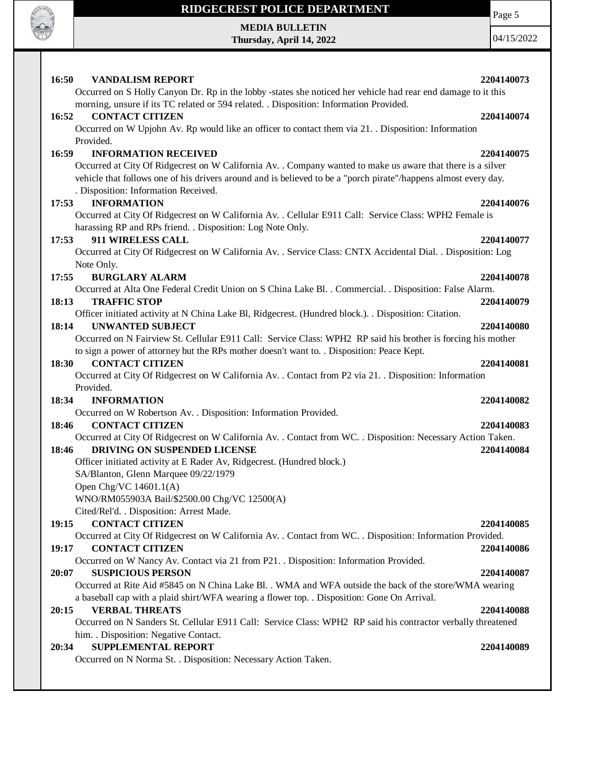**16:50 VANDALISM REPORT 2204140073**

Occurred on S Holly Canyon Dr. Rp in the lobby -states she noticed her vehicle had rear end damage to it this morning, unsure if its TC related or 594 related. . Disposition: Information Provided.

**16:52 CONTACT CITIZEN 2204140074**

Occurred on W Upjohn Av. Rp would like an officer to contact them via 21. . Disposition: Information Provided.

**16:59 INFORMATION RECEIVED 2204140075**

Occurred at City Of Ridgecrest on W California Av. . Company wanted to make us aware that there is a silver vehicle that follows one of his drivers around and is believed to be a "porch pirate"/happens almost every day. . Disposition: Information Received.

**17:53 INFORMATION 2204140076**

Occurred at City Of Ridgecrest on W California Av. . Cellular E911 Call: Service Class: WPH2 Female is harassing RP and RPs friend. . Disposition: Log Note Only.

**17:53 911 WIRELESS CALL 2204140077**

Occurred at City Of Ridgecrest on W California Av. . Service Class: CNTX Accidental Dial. . Disposition: Log Note Only.

**17:55 BURGLARY ALARM 2204140078**

Occurred at Alta One Federal Credit Union on S China Lake Bl. . Commercial. . Disposition: False Alarm.

**18:13 TRAFFIC STOP 2204140079**

Officer initiated activity at N China Lake Bl, Ridgecrest. (Hundred block.). . Disposition: Citation.

**18:14 UNWANTED SUBJECT 2204140080**

Occurred on N Fairview St. Cellular E911 Call: Service Class: WPH2 RP said his brother is forcing his mother to sign a power of attorney but the RPs mother doesn't want to. . Disposition: Peace Kept.

**18:30 CONTACT CITIZEN 2204140081**

Occurred at City Of Ridgecrest on W California Av. . Contact from P2 via 21. . Disposition: Information Provided.

**18:34 INFORMATION 2204140082**

Occurred on W Robertson Av. . Disposition: Information Provided.

**18:46 CONTACT CITIZEN 2204140083**

Occurred at City Of Ridgecrest on W California Av. . Contact from WC. . Disposition: Necessary Action Taken.

**18:46 DRIVING ON SUSPENDED LICENSE 2204140084**

Officer initiated activity at E Rader Av, Ridgecrest. (Hundred block.)
SA/Blanton, Glenn Marquee 09/22/1979
Open Chg/VC 14601.1(A)
WNO/RM055903A Bail/$2500.00 Chg/VC 12500(A)
Cited/Rel'd. . Disposition: Arrest Made.

**19:15 CONTACT CITIZEN 2204140085**

Occurred at City Of Ridgecrest on W California Av. . Contact from WC. . Disposition: Information Provided.

**19:17 CONTACT CITIZEN 2204140086**

Occurred on W Nancy Av. Contact via 21 from P21. . Disposition: Information Provided.

**20:07 SUSPICIOUS PERSON 2204140087**

Occurred at Rite Aid #5845 on N China Lake Bl. . WMA and WFA outside the back of the store/WMA wearing a baseball cap with a plaid shirt/WFA wearing a flower top. . Disposition: Gone On Arrival.

**20:15 VERBAL THREATS 2204140088**

Occurred on N Sanders St. Cellular E911 Call: Service Class: WPH2 RP said his contractor verbally threatened him. . Disposition: Negative Contact.

**20:34 SUPPLEMENTAL REPORT 2204140089**

Occurred on N Norma St. . Disposition: Necessary Action Taken.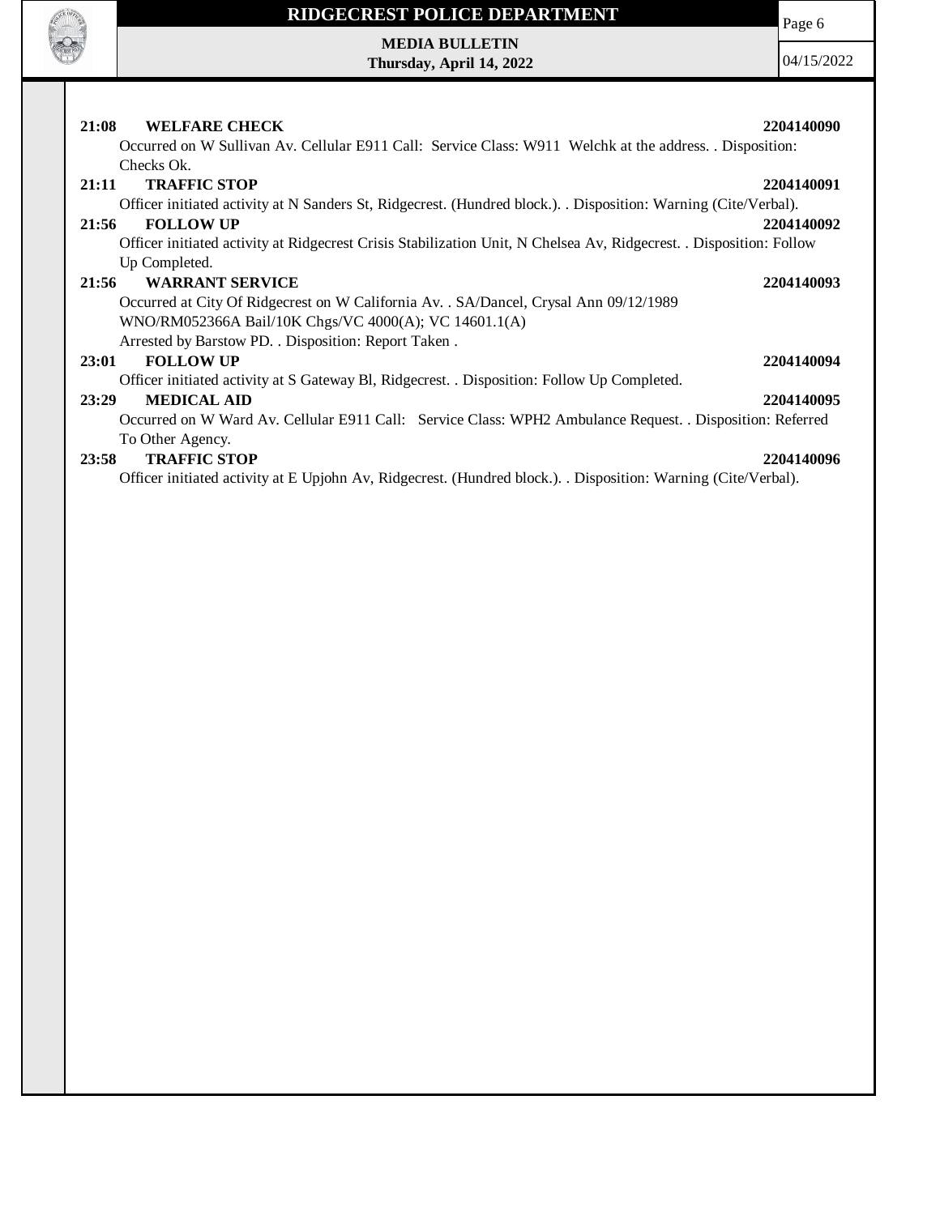**21:08 WELFARE CHECK** **2204140090**

Occurred on W Sullivan Av. Cellular E911 Call: Service Class: W911 Welchk at the address. . Disposition: Checks Ok.

**21:11 TRAFFIC STOP** **2204140091**

Officer initiated activity at N Sanders St, Ridgecrest. (Hundred block.). . Disposition: Warning (Cite/Verbal).

**21:56 FOLLOW UP** **2204140092**

Officer initiated activity at Ridgecrest Crisis Stabilization Unit, N Chelsea Av, Ridgecrest. . Disposition: Follow Up Completed.

**21:56 WARRANT SERVICE** **2204140093**

Occurred at City Of Ridgecrest on W California Av. . SA/Dancel, Crysal Ann 09/12/1989
WNO/RM052366A Bail/10K Chgs/VC 4000(A); VC 14601.1(A)
Arrested by Barstow PD. . Disposition: Report Taken .

**23:01 FOLLOW UP** **2204140094**

Officer initiated activity at S Gateway Bl, Ridgecrest. . Disposition: Follow Up Completed.

**23:29 MEDICAL AID** **2204140095**

Occurred on W Ward Av. Cellular E911 Call: Service Class: WPH2 Ambulance Request. . Disposition: Referred To Other Agency.

**23:58 TRAFFIC STOP** **2204140096**

Officer initiated activity at E Upjohn Av, Ridgecrest. (Hundred block.). . Disposition: Warning (Cite/Verbal).